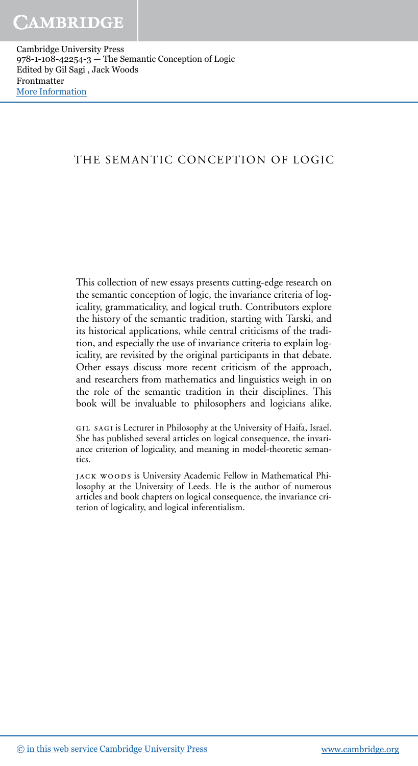# THE SEMANTIC CONCEPTION OF LOGIC

This collection of new essays presents cutting-edge research on the semantic conception of logic, the invariance criteria of logicality, grammaticality, and logical truth. Contributors explore the history of the semantic tradition, starting with Tarski, and its historical applications, while central criticisms of the tradition, and especially the use of invariance criteria to explain logicality, are revisited by the original participants in that debate. Other essays discuss more recent criticism of the approach, and researchers from mathematics and linguistics weigh in on the role of the semantic tradition in their disciplines. This book will be invaluable to philosophers and logicians alike.

GIL SAGI is Lecturer in Philosophy at the University of Haifa, Israel. She has published several articles on logical consequence, the invariance criterion of logicality, and meaning in model-theoretic semantics.

JACK WOODS is University Academic Fellow in Mathematical Philosophy at the University of Leeds. He is the author of numerous articles and book chapters on logical consequence, the invariance criterion of logicality, and logical inferentialism.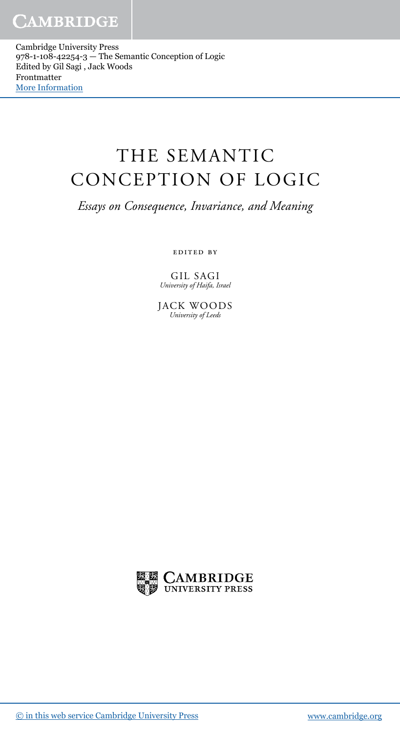# THE SEMANTIC CONCEPTION OF LOGIC

*Essays on Consequence, Invariance, and Meaning*

EDITED BY

GIL SAGI
*University of Haifa, Israel*

JACK WOODS
*University of Leeds*

CAMBRIDGE UNIVERSITY PRESS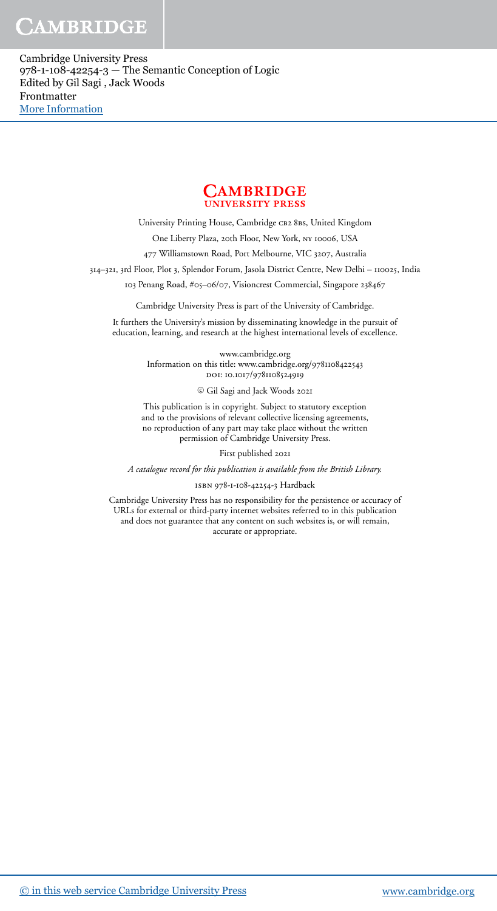**CAMBRIDGE**
**UNIVERSITY PRESS**

University Printing House, Cambridge CB2 8BS, United Kingdom

One Liberty Plaza, 20th Floor, New York, NY 10006, USA

477 Williamstown Road, Port Melbourne, VIC 3207, Australia

314–321, 3rd Floor, Plot 3, Splendor Forum, Jasola District Centre, New Delhi – 110025, India

103 Penang Road, #05–06/07, Visioncrest Commercial, Singapore 238467

Cambridge University Press is part of the University of Cambridge.

It furthers the University's mission by disseminating knowledge in the pursuit of education, learning, and research at the highest international levels of excellence.

www.cambridge.org
Information on this title: www.cambridge.org/9781108422543
DOI: 10.1017/9781108524919

© Gil Sagi and Jack Woods 2021

This publication is in copyright. Subject to statutory exception and to the provisions of relevant collective licensing agreements, no reproduction of any part may take place without the written permission of Cambridge University Press.

First published 2021

*A catalogue record for this publication is available from the British Library.*

ISBN 978-1-108-42254-3 Hardback

Cambridge University Press has no responsibility for the persistence or accuracy of URLs for external or third-party internet websites referred to in this publication and does not guarantee that any content on such websites is, or will remain, accurate or appropriate.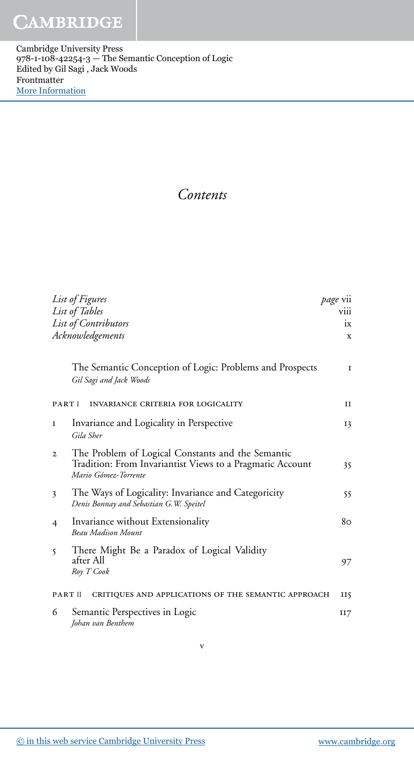# *Contents*

| | | |
|---|---|---|
| *List of Figures* | | *page* vii |
| *List of Tables* | | viii |
| *List of Contributors* | | ix |
| *Acknowledgements* | | x |
| | The Semantic Conception of Logic: Problems and Prospects<br>*Gil Sagi and Jack Woods* | 1 |
| PART I | INVARIANCE CRITERIA FOR LOGICALITY | 11 |
| 1 | Invariance and Logicality in Perspective<br>*Gila Sher* | 13 |
| 2 | The Problem of Logical Constants and the Semantic Tradition: From Invariantist Views to a Pragmatic Account<br>*Mario Gómez-Torrente* | 35 |
| 3 | The Ways of Logicality: Invariance and Categoricity<br>*Denis Bonnay and Sebastian G.W. Speitel* | 55 |
| 4 | Invariance without Extensionality<br>*Beau Madison Mount* | 80 |
| 5 | There Might Be a Paradox of Logical Validity after All<br>*Roy T Cook* | 97 |
| PART II | CRITIQUES AND APPLICATIONS OF THE SEMANTIC APPROACH | 115 |
| 6 | Semantic Perspectives in Logic<br>*Johan van Benthem* | 117 |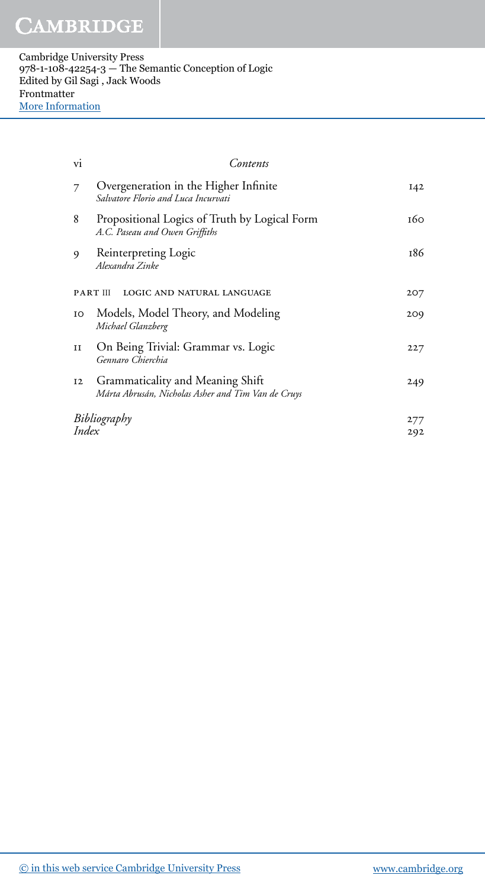| | | |
|---|---|---|
| 7 | Overgeneration in the Higher Infinite<br>*Salvatore Florio and Luca Incurvati* | 142 |
| 8 | Propositional Logics of Truth by Logical Form<br>*A.C. Paseau and Owen Griffiths* | 160 |
| 9 | Reinterpreting Logic<br>*Alexandra Zinke* | 186 |
| | PART III LOGIC AND NATURAL LANGUAGE | 207 |
| 10 | Models, Model Theory, and Modeling<br>*Michael Glanzberg* | 209 |
| 11 | On Being Trivial: Grammar vs. Logic<br>*Gennaro Chierchia* | 227 |
| 12 | Grammaticality and Meaning Shift<br>*Márta Abrusán, Nicholas Asher and Tim Van de Cruys* | 249 |
| | *Bibliography* | 277 |
| | *Index* | 292 |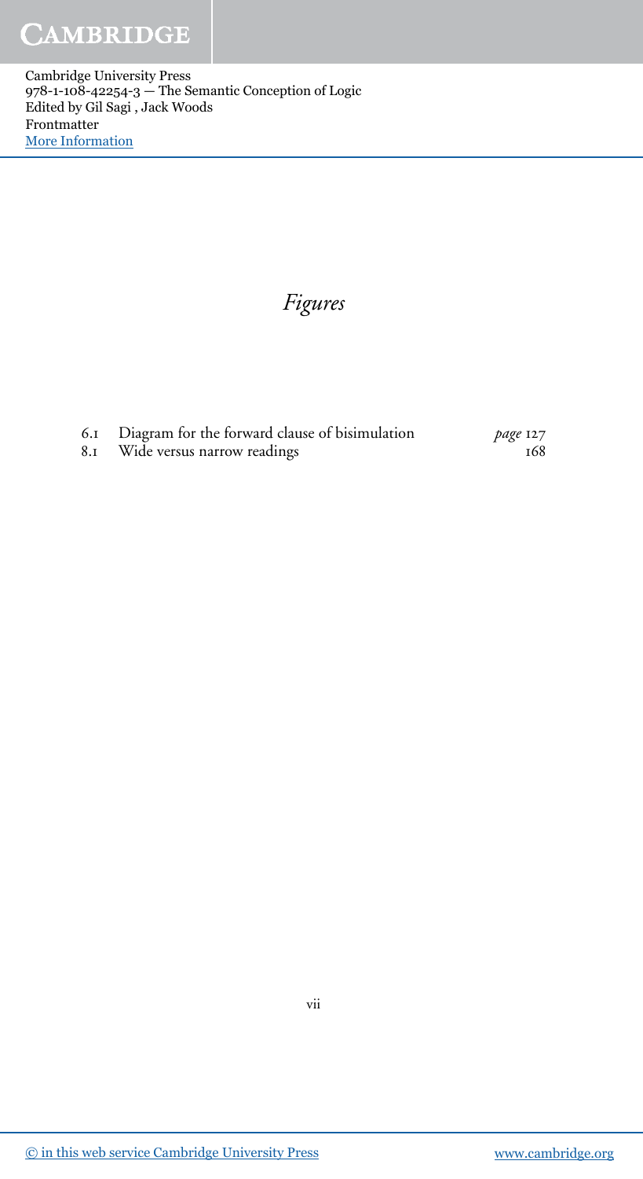# *Figures*

| | | |
|---|---|---|
| 6.1 | Diagram for the forward clause of bisimulation | *page* 127 |
| 8.1 | Wide versus narrow readings | 168 |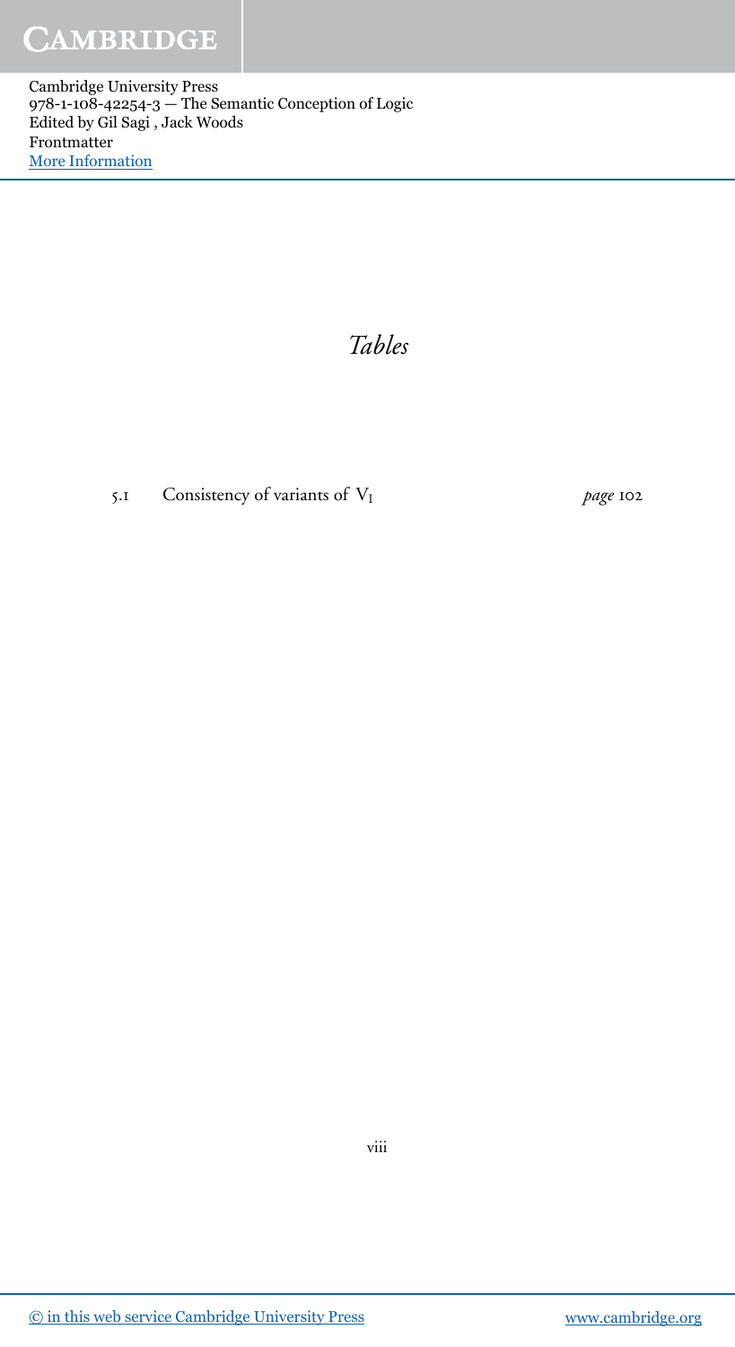# *Tables*

| | | |
|---|---|---|
| 5.1 | Consistency of variants of $V_I$ | *page* 102 |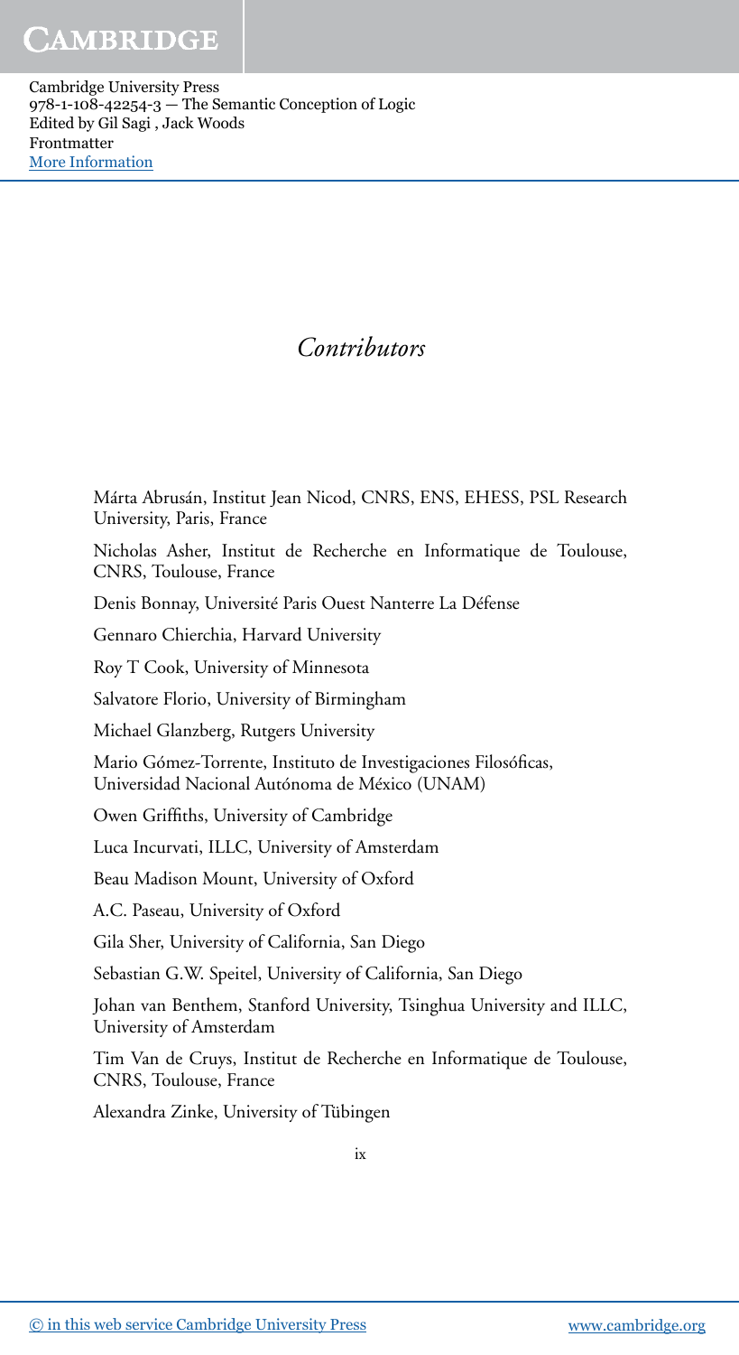# *Contributors*

Márta Abrusán, Institut Jean Nicod, CNRS, ENS, EHESS, PSL Research University, Paris, France

Nicholas Asher, Institut de Recherche en Informatique de Toulouse, CNRS, Toulouse, France

Denis Bonnay, Université Paris Ouest Nanterre La Défense

Gennaro Chierchia, Harvard University

Roy T Cook, University of Minnesota

Salvatore Florio, University of Birmingham

Michael Glanzberg, Rutgers University

Mario Gómez-Torrente, Instituto de Investigaciones Filosóficas, Universidad Nacional Autónoma de México (UNAM)

Owen Griffiths, University of Cambridge

Luca Incurvati, ILLC, University of Amsterdam

Beau Madison Mount, University of Oxford

A.C. Paseau, University of Oxford

Gila Sher, University of California, San Diego

Sebastian G.W. Speitel, University of California, San Diego

Johan van Benthem, Stanford University, Tsinghua University and ILLC, University of Amsterdam

Tim Van de Cruys, Institut de Recherche en Informatique de Toulouse, CNRS, Toulouse, France

Alexandra Zinke, University of Tübingen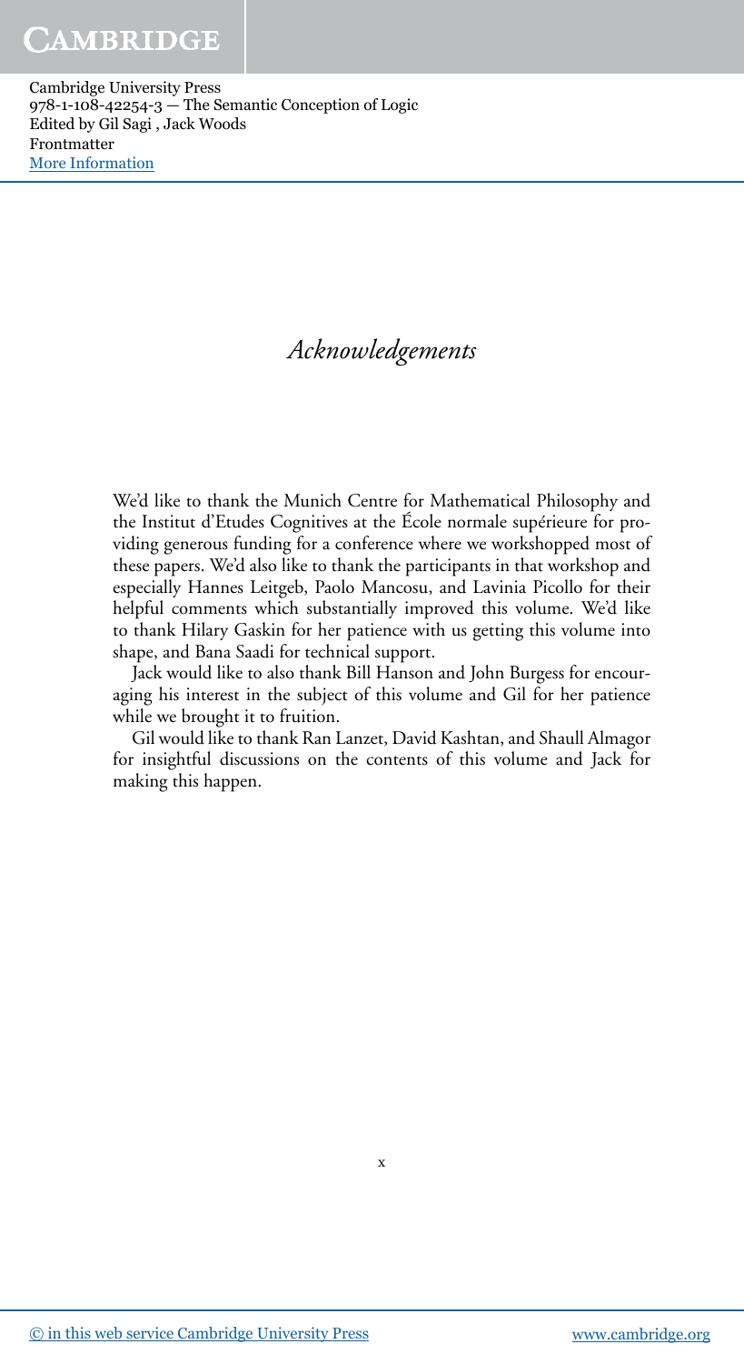# *Acknowledgements*

We'd like to thank the Munich Centre for Mathematical Philosophy and the Institut d'Etudes Cognitives at the École normale supérieure for providing generous funding for a conference where we workshopped most of these papers. We'd also like to thank the participants in that workshop and especially Hannes Leitgeb, Paolo Mancosu, and Lavinia Picollo for their helpful comments which substantially improved this volume. We'd like to thank Hilary Gaskin for her patience with us getting this volume into shape, and Bana Saadi for technical support.

Jack would like to also thank Bill Hanson and John Burgess for encouraging his interest in the subject of this volume and Gil for her patience while we brought it to fruition.

Gil would like to thank Ran Lanzet, David Kashtan, and Shaull Almagor for insightful discussions on the contents of this volume and Jack for making this happen.